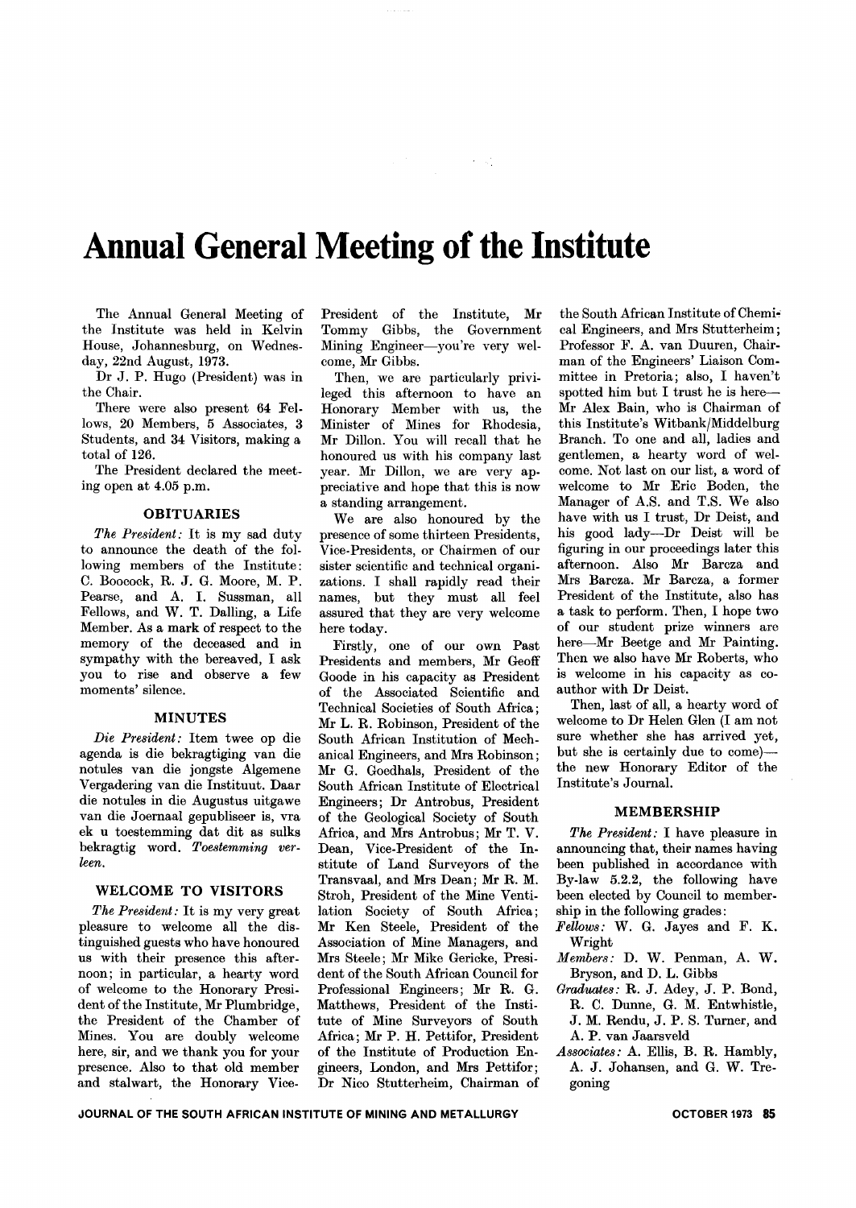# Annual General Meeting of the Institute

The Annual General Meeting of the Institute was held in Kelvin House, Johannesburg, on Wednesday, 22nd August, 1973.

Dr J. P. Hugo (President) was in the Chair.

There were also present 64 Fellows, 20 Members, 5 Associates, 3 Students, and 34 Visitors, making a total of 126.

The President declared the meeting open at 4.05 p.m.

## OBITUARIES

*The President:* It is my sad duty to announce the death of the following members of the Institute: C. Boocock, R. J. G. Moore, M. P. Pearse, and A. I. Sussman, all Fellows, and W. T. Dalling, a Life Member. As a mark of respect to the memory of the deceased and in sympathy with the bereaved, I ask you to rise and observe a few moments' silence.

## MINUTES

*Die President:* Item twee op die agenda is die bekragtiging van die notules van die jongste Algemene Vergadering van die Instituut. Daar die notules in die Augustus uitgawe van die Joernaal gepubliseer is, vra ek u toestemming dat dit as sulks bekragtig word. *Toestemming verleen.*

## WELCOME TO VISITORS

*The President:* It is my very great pleasure to welcome all the distinguished guests who have honoured us with their presence this afternoon; in particular, a hearty word of welcome to the Honorary President of the Institute, Mr Plumbridge, the President of the Chamber of Mines. You are doubly welcome here, sir, and we thank you for your presence. Also to that old member and stalwart, the Honorary Vice-President of the Institute, Mr Tommy Gibbs, the Government Mining Engineer—you're very welcome, Mr Gibbs.

Then, we are particularly privileged this afternoon to have an Honorary Member with us, the Minister of Mines for Rhodesia, Mr Dillon. You will recall that he honoured us with his company last year. Mr Dillon, we are very appreciative and hope that this is now a standing arrangement.

We are also honoured by the presence of some thirteen Presidents, Vice-Presidents, or Chairmen of our sister scientific and technical organizations. I shall rapidly read their names, but they must all feel assured that they are very welcome here today.

Firstly, one of our own Past Presidents and members, Mr Geoff Goode in his capacity as President of the Associated Scientific and Technical Societies of South Africa; Mr L. R. Robinson, President of the South African Institution of Mechanical Engineers, and Mrs Robinson; Mr G. Goedhals, President of the South African Institute of Electrical Engineers; Dr Antrobus, President of the Geological Society of South Africa, and Mrs Antrobus; Mr T. V. Dean, Vice-President of the Institute of Land Surveyors of the Transvaal, and Mrs Dean; Mr R. M. Stroh, President of the Mine Ventilation Society of South Africa; Mr Ken Steele, President of the Association of Mine Managers, and Mrs Steele; Mr Mike Gericke, President of the South African Council for Professional Engineers; Mr R. G. Matthews, President of the Institute of Mine Surveyors of South Africa; Mr P. H. Pettifor, President of the Institute of Production Engineers, London, and Mrs Pettifor; Dr Nico Stutterheim, Chairman of the South African Institute of Chemical Engineers, and Mrs Stutterheim; Professor F. A. van Duuren, Chairman of the Engineers' Liaison Committee in Pretoria; also, I haven't spotted him but I trust he is here—Mr Alex Bain, who is Chairman of this Institute's Witbank/Middelburg Branch. To one and all, ladies and gentlemen, a hearty word of welcome. Not last on our list, a word of welcome to Mr Eric Boden, the Manager of A.S. and T.S. We also have with us I trust, Dr Deist, and his good lady—Dr Deist will be figuring in our proceedings later this afternoon. Also Mr Barcza and Mrs Barcza. Mr Barcza, a former President of the Institute, also has a task to perform. Then, I hope two of our student prize winners are here—Mr Beetge and Mr Painting. Then we also have Mr Roberts, who is welcome in his capacity as co-author with Dr Deist.

Then, last of all, a hearty word of welcome to Dr Helen Glen (I am not sure whether she has arrived yet, but she is certainly due to come)—the new Honorary Editor of the Institute's Journal.

## MEMBERSHIP

*The President:* I have pleasure in announcing that, their names having been published in accordance with By-law 5.2.2, the following have been elected by Council to membership in the following grades:

*Fellows:* W. G. Jayes and F. K. Wright

*Members:* D. W. Penman, A. W. Bryson, and D. L. Gibbs

*Graduates:* R. J. Adey, J. P. Bond, R. C. Dunne, G. M. Entwhistle, J. M. Rendu, J. P. S. Turner, and A. P. van Jaarsveld

*Associates:* A. Ellis, B. R. Hambly, A. J. Johansen, and G. W. Tregoning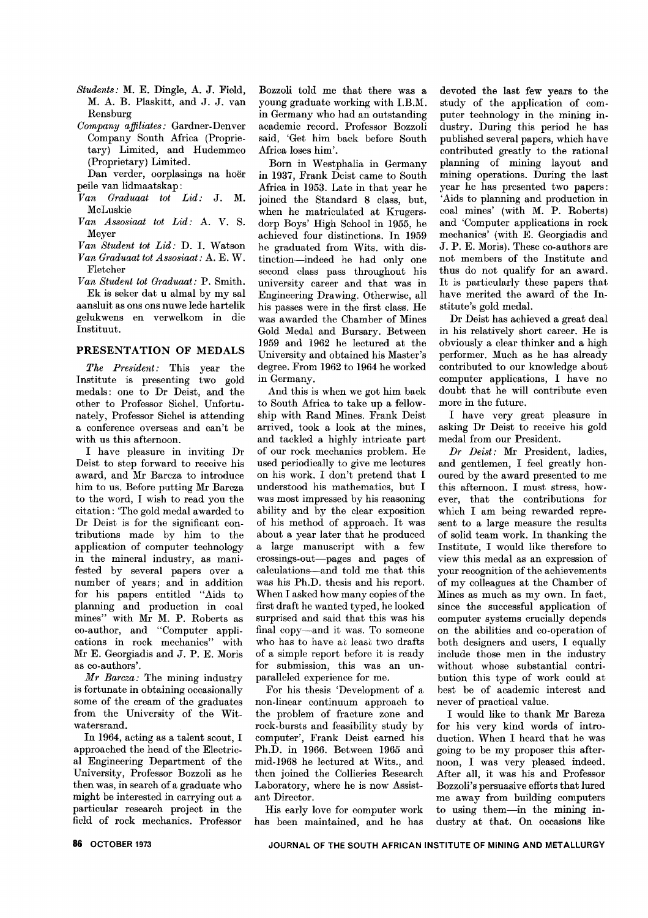*Students:* M. E. Dingle, A. J. Field, M. A. B. Plaskitt, and J. J. van Rensburg

*Company affiliates:* Gardner-Denver Company South Africa (Proprietary) Limited, and Hudemmco (Proprietary) Limited.

Dan verder, oorplasings na hoër peile van lidmaatskap:

*Van Graduaat tot Lid:* J. M. McLuskie

*Van Assosiaat tot Lid:* A. V. S. Meyer

*Van Student tot Lid:* D. I. Watson

*Van Graduaat tot Assosiaat:* A. E. W. Fletcher

*Van Student tot Graduaat:* P. Smith.

Ek is seker dat u almal by my sal aansluit as ons ons nuwe lede hartelik gelukwens en verwelkom in die Instituut.

## PRESENTATION OF MEDALS

*The President:* This year the Institute is presenting two gold medals: one to Dr Deist, and the other to Professor Sichel. Unfortunately, Professor Sichel is attending a conference overseas and can't be with us this afternoon.

I have pleasure in inviting Dr Deist to step forward to receive his award, and Mr Barcza to introduce him to us. Before putting Mr Barcza to the word, I wish to read you the citation: 'The gold medal awarded to Dr Deist is for the significant contributions made by him to the application of computer technology in the mineral industry, as manifested by several papers over a number of years; and in addition for his papers entitled "Aids to planning and production in coal mines" with Mr M. P. Roberts as co-author, and "Computer applications in rock mechanics" with Mr E. Georgiadis and J. P. E. Moris as co-authors'.

*Mr Barcza:* The mining industry is fortunate in obtaining occasionally some of the cream of the graduates from the University of the Witwatersrand.

In 1964, acting as a talent scout, I approached the head of the Electrical Engineering Department of the University, Professor Bozzoli as he then was, in search of a graduate who might be interested in carrying out a particular research project in the field of rock mechanics. Professor Bozzoli told me that there was a young graduate working with I.B.M. in Germany who had an outstanding academic record. Professor Bozzoli said, 'Get him back before South Africa loses him'.

Born in Westphalia in Germany in 1937, Frank Deist came to South Africa in 1953. Late in that year he joined the Standard 8 class, but, when he matriculated at Krugersdorp Boys' High School in 1955, he achieved four distinctions. In 1959 he graduated from Wits. with distinction—indeed he had only one second class pass throughout his university career and that was in Engineering Drawing. Otherwise, all his passes were in the first class. He was awarded the Chamber of Mines Gold Medal and Bursary. Between 1959 and 1962 he lectured at the University and obtained his Master's degree. From 1962 to 1964 he worked in Germany.

And this is when we got him back to South Africa to take up a fellowship with Rand Mines. Frank Deist arrived, took a look at the mines, and tackled a highly intricate part of our rock mechanics problem. He used periodically to give me lectures on his work. I don't pretend that I understood his mathematics, but I was most impressed by his reasoning ability and by the clear exposition of his method of approach. It was about a year later that he produced a large manuscript with a few crossings-out—pages and pages of calculations—and told me that this was his Ph.D. thesis and his report. When I asked how many copies of the first draft he wanted typed, he looked surprised and said that this was his final copy—and it was. To someone who has to have at least two drafts of a simple report before it is ready for submission, this was an unparalleled experience for me.

For his thesis 'Development of a non-linear continuum approach to the problem of fracture zone and rock-bursts and feasibility study by computer', Frank Deist earned his Ph.D. in 1966. Between 1965 and mid-1968 he lectured at Wits., and then joined the Collieries Research Laboratory, where he is now Assistant Director.

His early love for computer work has been maintained, and he has devoted the last few years to the study of the application of computer technology in the mining industry. During this period he has published several papers, which have contributed greatly to the rational planning of mining layout and mining operations. During the last year he has presented two papers: 'Aids to planning and production in coal mines' (with M. P. Roberts) and 'Computer applications in rock mechanics' (with E. Georgiadis and J. P. E. Moris). These co-authors are not members of the Institute and thus do not qualify for an award. It is particularly these papers that have merited the award of the Institute's gold medal.

Dr Deist has achieved a great deal in his relatively short career. He is obviously a clear thinker and a high performer. Much as he has already contributed to our knowledge about computer applications, I have no doubt that he will contribute even more in the future.

I have very great pleasure in asking Dr Deist to receive his gold medal from our President.

*Dr Deist:* Mr President, ladies, and gentlemen, I feel greatly honoured by the award presented to me this afternoon. I must stress, however, that the contributions for which I am being rewarded represent to a large measure the results of solid team work. In thanking the Institute, I would like therefore to view this medal as an expression of your recognition of the achievements of my colleagues at the Chamber of Mines as much as my own. In fact, since the successful application of computer systems crucially depends on the abilities and co-operation of both designers and users, I equally include those men in the industry without whose substantial contribution this type of work could at best be of academic interest and never of practical value.

I would like to thank Mr Barcza for his very kind words of introduction. When I heard that he was going to be my proposer this afternoon, I was very pleased indeed. After all, it was his and Professor Bozzoli's persuasive efforts that lured me away from building computers to using them—in the mining industry at that. On occasions like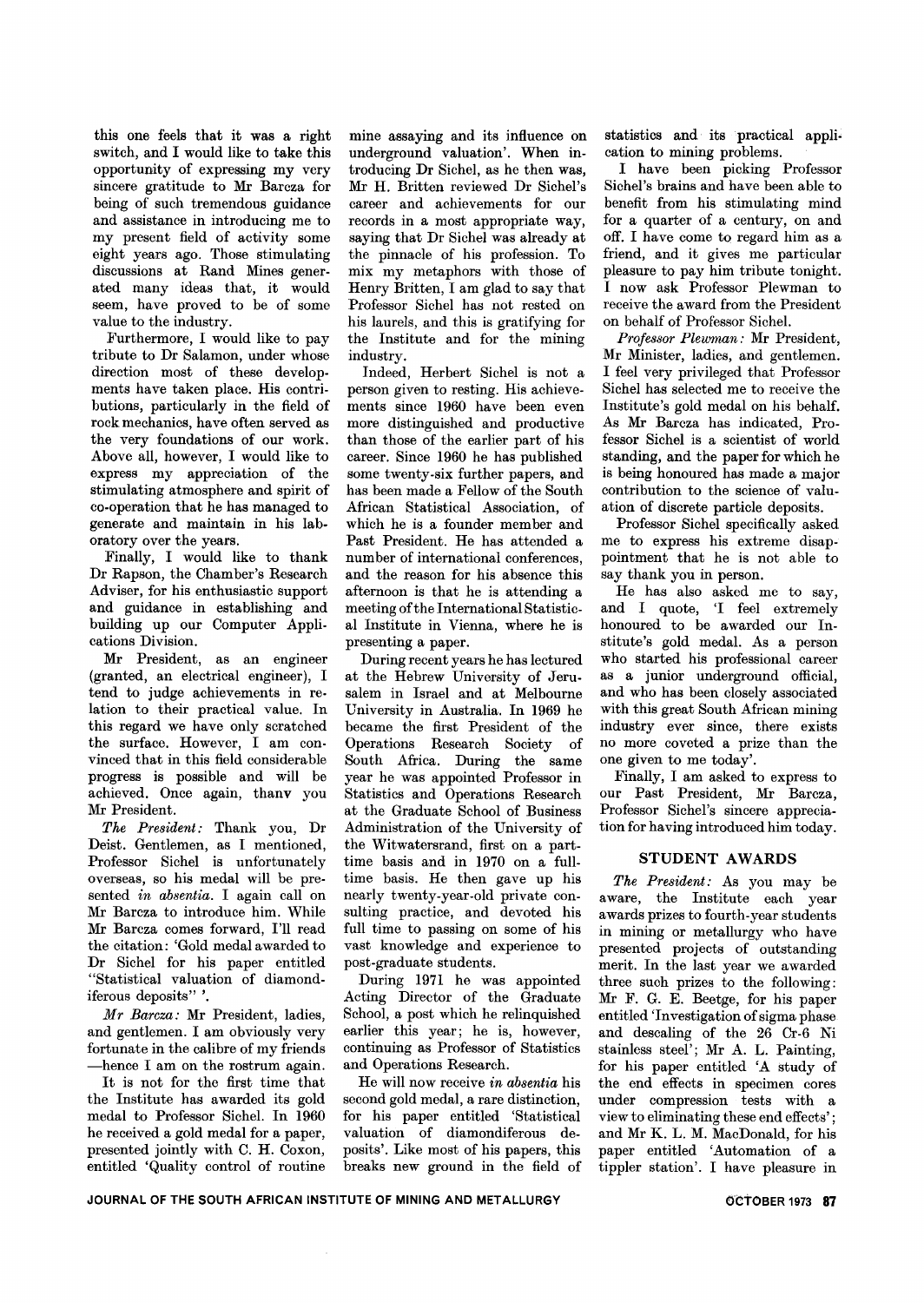this one feels that it was a right switch, and I would like to take this opportunity of expressing my very sincere gratitude to Mr Barcza for being of such tremendous guidance and assistance in introducing me to my present field of activity some eight years ago. Those stimulating discussions at Rand Mines generated many ideas that, it would seem, have proved to be of some value to the industry.

Furthermore, I would like to pay tribute to Dr Salamon, under whose direction most of these developments have taken place. His contributions, particularly in the field of rock mechanics, have often served as the very foundations of our work. Above all, however, I would like to express my appreciation of the stimulating atmosphere and spirit of co-operation that he has managed to generate and maintain in his laboratory over the years.

Finally, I would like to thank Dr Rapson, the Chamber's Research Adviser, for his enthusiastic support and guidance in establishing and building up our Computer Applications Division.

Mr President, as an engineer (granted, an electrical engineer), I tend to judge achievements in relation to their practical value. In this regard we have only scratched the surface. However, I am convinced that in this field considerable progress is possible and will be achieved. Once again, thanv you Mr President.

*The President:* Thank you, Dr Deist. Gentlemen, as I mentioned, Professor Sichel is unfortunately overseas, so his medal will be presented *in absentia*. I again call on Mr Barcza to introduce him. While Mr Barcza comes forward, I'll read the citation: 'Gold medal awarded to Dr Sichel for his paper entitled "Statistical valuation of diamondiferous deposits" '.

*Mr Barcza:* Mr President, ladies, and gentlemen. I am obviously very fortunate in the calibre of my friends —hence I am on the rostrum again.

It is not for the first time that the Institute has awarded its gold medal to Professor Sichel. In 1960 he received a gold medal for a paper, presented jointly with C. H. Coxon, entitled 'Quality control of routine mine assaying and its influence on underground valuation'. When introducing Dr Sichel, as he then was, Mr H. Britten reviewed Dr Sichel's career and achievements for our records in a most appropriate way, saying that Dr Sichel was already at the pinnacle of his profession. To mix my metaphors with those of Henry Britten, I am glad to say that Professor Sichel has not rested on his laurels, and this is gratifying for the Institute and for the mining industry.

Indeed, Herbert Sichel is not a person given to resting. His achievements since 1960 have been even more distinguished and productive than those of the earlier part of his career. Since 1960 he has published some twenty-six further papers, and has been made a Fellow of the South African Statistical Association, of which he is a founder member and Past President. He has attended a number of international conferences, and the reason for his absence this afternoon is that he is attending a meeting of the International Statistical Institute in Vienna, where he is presenting a paper.

During recent years he has lectured at the Hebrew University of Jerusalem in Israel and at Melbourne University in Australia. In 1969 he became the first President of the Operations Research Society of South Africa. During the same year he was appointed Professor in Statistics and Operations Research at the Graduate School of Business Administration of the University of the Witwatersrand, first on a part-time basis and in 1970 on a full-time basis. He then gave up his nearly twenty-year-old private consulting practice, and devoted his full time to passing on some of his vast knowledge and experience to post-graduate students.

During 1971 he was appointed Acting Director of the Graduate School, a post which he relinquished earlier this year; he is, however, continuing as Professor of Statistics and Operations Research.

He will now receive *in absentia* his second gold medal, a rare distinction, for his paper entitled 'Statistical valuation of diamondiferous deposits'. Like most of his papers, this breaks new ground in the field of statistics and its practical application to mining problems.

I have been picking Professor Sichel's brains and have been able to benefit from his stimulating mind for a quarter of a century, on and off. I have come to regard him as a friend, and it gives me particular pleasure to pay him tribute tonight. I now ask Professor Plewman to receive the award from the President on behalf of Professor Sichel.

*Professor Plewman:* Mr President, Mr Minister, ladies, and gentlemen. I feel very privileged that Professor Sichel has selected me to receive the Institute's gold medal on his behalf. As Mr Barcza has indicated, Professor Sichel is a scientist of world standing, and the paper for which he is being honoured has made a major contribution to the science of valuation of discrete particle deposits.

Professor Sichel specifically asked me to express his extreme disappointment that he is not able to say thank you in person.

He has also asked me to say, and I quote, 'I feel extremely honoured to be awarded our Institute's gold medal. As a person who started his professional career as a junior underground official, and who has been closely associated with this great South African mining industry ever since, there exists no more coveted a prize than the one given to me today'.

Finally, I am asked to express to our Past President, Mr Barcza, Professor Sichel's sincere appreciation for having introduced him today.

## STUDENT AWARDS

*The President:* As you may be aware, the Institute each year awards prizes to fourth-year students in mining or metallurgy who have presented projects of outstanding merit. In the last year we awarded three such prizes to the following: Mr F. G. E. Beetge, for his paper entitled 'Investigation of sigma phase and descaling of the 26 Cr-6 Ni stainless steel'; Mr A. L. Painting, for his paper entitled 'A study of the end effects in specimen cores under compression tests with a view to eliminating these end effects'; and Mr K. L. M. MacDonald, for his paper entitled 'Automation of a tippler station'. I have pleasure in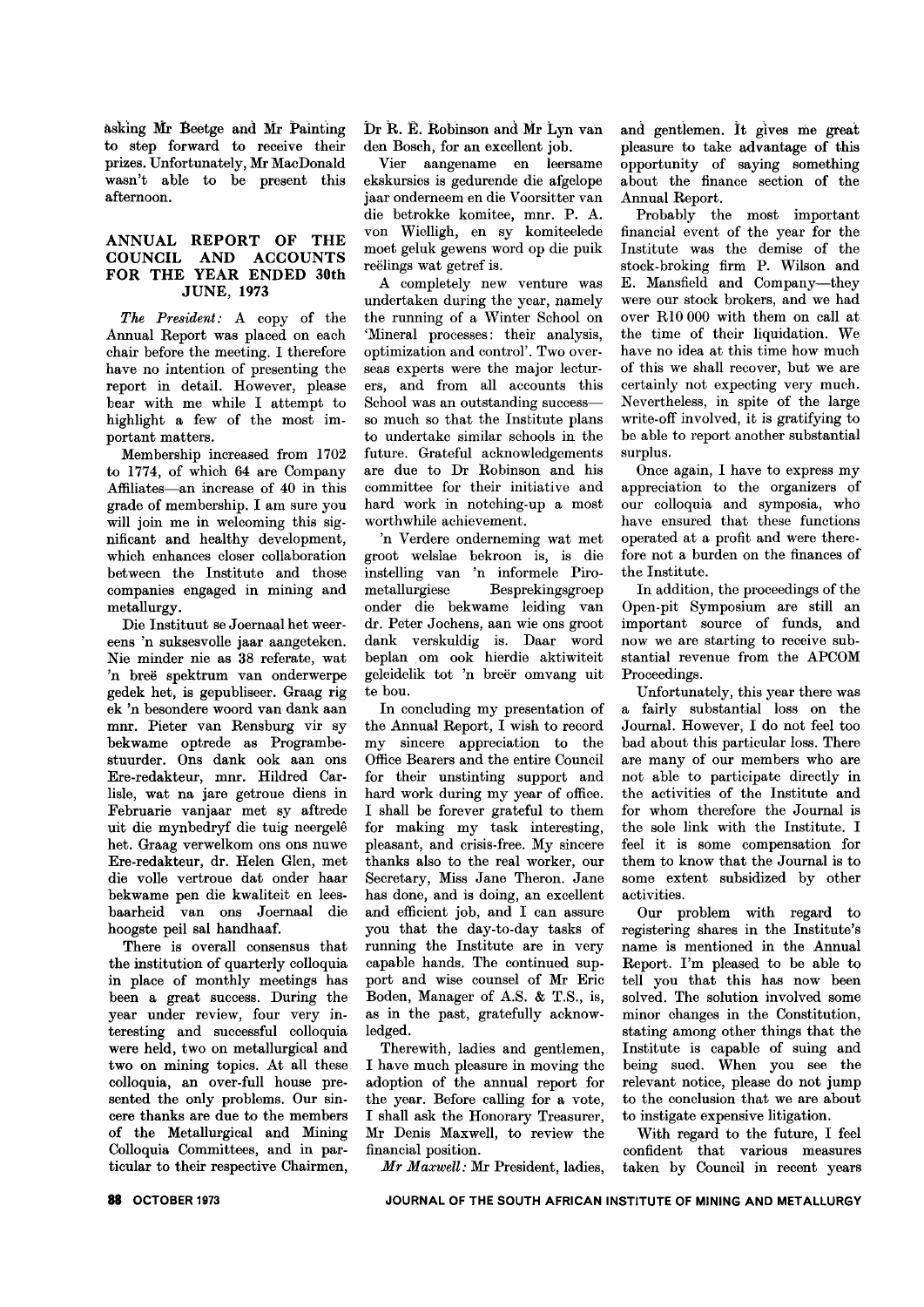asking Mr Beetge and Mr Painting to step forward to receive their prizes. Unfortunately, Mr MacDonald wasn't able to be present this afternoon.

## ANNUAL REPORT OF THE COUNCIL AND ACCOUNTS FOR THE YEAR ENDED 30th JUNE, 1973

*The President:* A copy of the Annual Report was placed on each chair before the meeting. I therefore have no intention of presenting the report in detail. However, please bear with me while I attempt to highlight a few of the most important matters.

Membership increased from 1702 to 1774, of which 64 are Company Affiliates—an increase of 40 in this grade of membership. I am sure you will join me in welcoming this significant and healthy development, which enhances closer collaboration between the Institute and those companies engaged in mining and metallurgy.

Die Instituut se Joernaal het weereens 'n suksesvolle jaar aangeteken. Nie minder nie as 38 referate, wat 'n breë spektrum van onderwerpe gedek het, is gepubliseer. Graag rig ek 'n besondere woord van dank aan mnr. Pieter van Rensburg vir sy bekwame optrede as Programbestuurder. Ons dank ook aan ons Ere-redakteur, mnr. Hildred Carlisle, wat na jare getroue diens in Februarie vanjaar met sy aftrede uit die mynbedryf die tuig neergelê het. Graag verwelkom ons ons nuwe Ere-redakteur, dr. Helen Glen, met die volle vertroue dat onder haar bekwame pen die kwaliteit en leesbaarheid van ons Joernaal die hoogste peil sal handhaaf.

There is overall consensus that the institution of quarterly colloquia in place of monthly meetings has been a great success. During the year under review, four very interesting and successful colloquia were held, two on metallurgical and two on mining topics. At all these colloquia, an over-full house presented the only problems. Our sincere thanks are due to the members of the Metallurgical and Mining Colloquia Committees, and in particular to their respective Chairmen, Dr R. E. Robinson and Mr Lyn van den Bosch, for an excellent job.

Vier aangename en leersame ekskursies is gedurende die afgelope jaar onderneem en die Voorsitter van die betrokke komitee, mnr. P. A. von Wielligh, en sy komiteelede moet geluk gewens word op die puik reëlings wat getref is.

A completely new venture was undertaken during the year, namely the running of a Winter School on 'Mineral processes: their analysis, optimization and control'. Two overseas experts were the major lecturers, and from all accounts this School was an outstanding success—so much so that the Institute plans to undertake similar schools in the future. Grateful acknowledgements are due to Dr Robinson and his committee for their initiative and hard work in notching-up a most worthwhile achievement.

'n Verdere onderneming wat met groot welslae bekroon is, is die instelling van 'n informele Pirometallurgiese Besprekingsgroep onder die bekwame leiding van dr. Peter Jochens, aan wie ons groot dank verskuldig is. Daar word beplan om ook hierdie aktiwiteit geleidelik tot 'n breër omvang uit te bou.

In concluding my presentation of the Annual Report, I wish to record my sincere appreciation to the Office Bearers and the entire Council for their unstinting support and hard work during my year of office. I shall be forever grateful to them for making my task interesting, pleasant, and crisis-free. My sincere thanks also to the real worker, our Secretary, Miss Jane Theron. Jane has done, and is doing, an excellent and efficient job, and I can assure you that the day-to-day tasks of running the Institute are in very capable hands. The continued support and wise counsel of Mr Eric Boden, Manager of A.S. & T.S., is, as in the past, gratefully acknowledged.

Therewith, ladies and gentlemen, I have much pleasure in moving the adoption of the annual report for the year. Before calling for a vote, I shall ask the Honorary Treasurer, Mr Denis Maxwell, to review the financial position.

*Mr Maxwell:* Mr President, ladies, and gentlemen. It gives me great pleasure to take advantage of this opportunity of saying something about the finance section of the Annual Report.

Probably the most important financial event of the year for the Institute was the demise of the stock-broking firm P. Wilson and E. Mansfield and Company—they were our stock brokers, and we had over R10 000 with them on call at the time of their liquidation. We have no idea at this time how much of this we shall recover, but we are certainly not expecting very much. Nevertheless, in spite of the large write-off involved, it is gratifying to be able to report another substantial surplus.

Once again, I have to express my appreciation to the organizers of our colloquia and symposia, who have ensured that these functions operated at a profit and were therefore not a burden on the finances of the Institute.

In addition, the proceedings of the Open-pit Symposium are still an important source of funds, and now we are starting to receive substantial revenue from the APCOM Proceedings.

Unfortunately, this year there was a fairly substantial loss on the Journal. However, I do not feel too bad about this particular loss. There are many of our members who are not able to participate directly in the activities of the Institute and for whom therefore the Journal is the sole link with the Institute. I feel it is some compensation for them to know that the Journal is to some extent subsidized by other activities.

Our problem with regard to registering shares in the Institute's name is mentioned in the Annual Report. I'm pleased to be able to tell you that this has now been solved. The solution involved some minor changes in the Constitution, stating among other things that the Institute is capable of suing and being sued. When you see the relevant notice, please do not jump to the conclusion that we are about to instigate expensive litigation.

With regard to the future, I feel confident that various measures taken by Council in recent years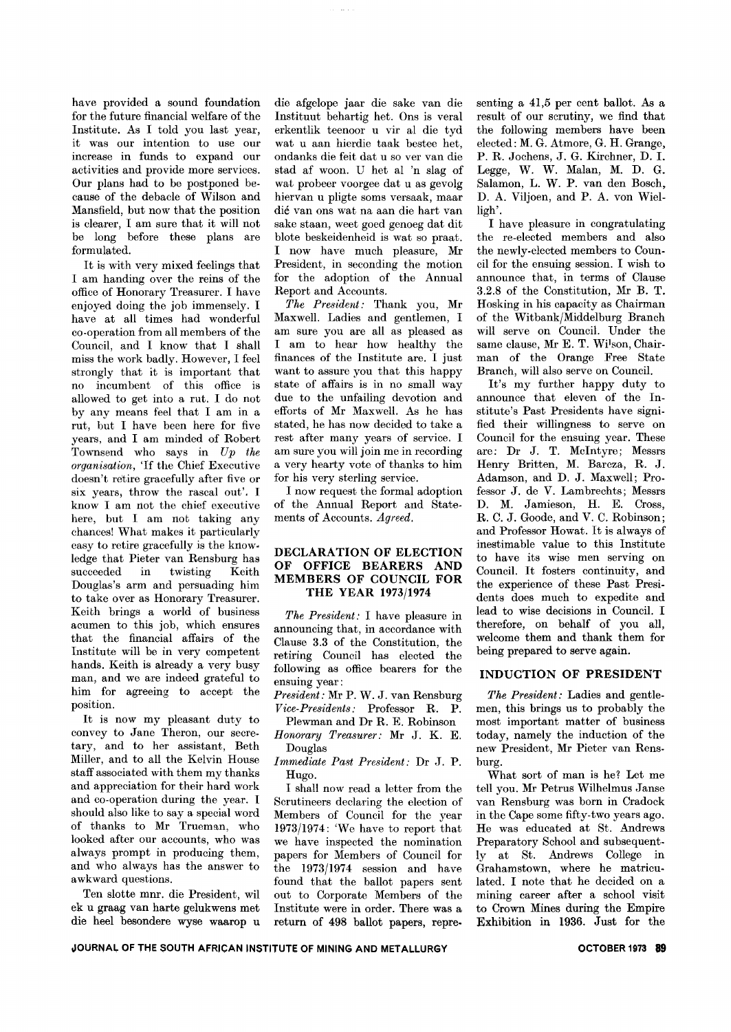have provided a sound foundation for the future financial welfare of the Institute. As I told you last year, it was our intention to use our increase in funds to expand our activities and provide more services. Our plans had to be postponed because of the debacle of Wilson and Mansfield, but now that the position is clearer, I am sure that it will not be long before these plans are formulated.

It is with very mixed feelings that I am handing over the reins of the office of Honorary Treasurer. I have enjoyed doing the job immensely. I have at all times had wonderful co-operation from all members of the Council, and I know that I shall miss the work badly. However, I feel strongly that it is important that no incumbent of this office is allowed to get into a rut. I do not by any means feel that I am in a rut, but I have been here for five years, and I am minded of Robert Townsend who says in *Up the organisation*, 'If the Chief Executive doesn't retire gracefully after five or six years, throw the rascal out'. I know I am not the chief executive here, but I am not taking any chances! What makes it particularly easy to retire gracefully is the knowledge that Pieter van Rensburg has succeeded in twisting Keith Douglas's arm and persuading him to take over as Honorary Treasurer. Keith brings a world of business acumen to this job, which ensures that the financial affairs of the Institute will be in very competent hands. Keith is already a very busy man, and we are indeed grateful to him for agreeing to accept the position.

It is now my pleasant duty to convey to Jane Theron, our secretary, and to her assistant, Beth Miller, and to all the Kelvin House staff associated with them my thanks and appreciation for their hard work and co-operation during the year. I should also like to say a special word of thanks to Mr Trueman, who looked after our accounts, who was always prompt in producing them, and who always has the answer to awkward questions.

Ten slotte mnr. die President, wil ek u graag van harte gelukwens met die heel besondere wyse waarop u die afgelope jaar die sake van die Instituut behartig het. Ons is veral erkentlik teenoor u vir al die tyd wat u aan hierdie taak bestee het, ondanks die feit dat u so ver van die stad af woon. U het al 'n slag of wat probeer voorgee dat u as gevolg hiervan u pligte soms versaak, maar dié van ons wat na aan die hart van sake staan, weet goed genoeg dat dit blote beskeidenheid is wat so praat. I now have much pleasure, Mr President, in seconding the motion for the adoption of the Annual Report and Accounts.

*The President:* Thank you, Mr Maxwell. Ladies and gentlemen, I am sure you are all as pleased as I am to hear how healthy the finances of the Institute are. I just want to assure you that this happy state of affairs is in no small way due to the unfailing devotion and efforts of Mr Maxwell. As he has stated, he has now decided to take a rest after many years of service. I am sure you will join me in recording a very hearty vote of thanks to him for his very sterling service.

I now request the formal adoption of the Annual Report and Statements of Accounts. *Agreed.*

## DECLARATION OF ELECTION OF OFFICE BEARERS AND MEMBERS OF COUNCIL FOR THE YEAR 1973/1974

*The President:* I have pleasure in announcing that, in accordance with Clause 3.3 of the Constitution, the retiring Council has elected the following as office bearers for the ensuing year:

*President:* Mr P. W. J. van Rensburg
*Vice-Presidents:* Professor R. P. Plewman and Dr R. E. Robinson
*Honorary Treasurer:* Mr J. K. E. Douglas
*Immediate Past President:* Dr J. P. Hugo.

I shall now read a letter from the Scrutineers declaring the election of Members of Council for the year 1973/1974: 'We have to report that we have inspected the nomination papers for Members of Council for the 1973/1974 session and have found that the ballot papers sent out to Corporate Members of the Institute were in order. There was a return of 498 ballot papers, representing a 41,5 per cent ballot. As a result of our scrutiny, we find that the following members have been elected: M. G. Atmore, G. H. Grange, P. R. Jochens, J. G. Kirchner, D. I. Legge, W. W. Malan, M. D. G. Salamon, L. W. P. van den Bosch, D. A. Viljoen, and P. A. von Wielligh'.

I have pleasure in congratulating the re-elected members and also the newly-elected members to Council for the ensuing session. I wish to announce that, in terms of Clause 3.2.8 of the Constitution, Mr B. T. Hosking in his capacity as Chairman of the Witbank/Middelburg Branch will serve on Council. Under the same clause, Mr E. T. Wilson, Chairman of the Orange Free State Branch, will also serve on Council.

It's my further happy duty to announce that eleven of the Institute's Past Presidents have signified their willingness to serve on Council for the ensuing year. These are: Dr J. T. McIntyre; Messrs Henry Britten, M. Barcza, R. J. Adamson, and D. J. Maxwell; Professor J. de V. Lambrechts; Messrs D. M. Jamieson, H. E. Cross, R. C. J. Goode, and V. C. Robinson; and Professor Howat. It is always of inestimable value to this Institute to have its wise men serving on Council. It fosters continuity, and the experience of these Past Presidents does much to expedite and lead to wise decisions in Council. I therefore, on behalf of you all, welcome them and thank them for being prepared to serve again.

## INDUCTION OF PRESIDENT

*The President:* Ladies and gentlemen, this brings us to probably the most important matter of business today, namely the induction of the new President, Mr Pieter van Rensburg.

What sort of man is he? Let me tell you. Mr Petrus Wilhelmus Janse van Rensburg was born in Cradock in the Cape some fifty-two years ago. He was educated at St. Andrews Preparatory School and subsequently at St. Andrews College in Grahamstown, where he matriculated. I note that he decided on a mining career after a school visit to Crown Mines during the Empire Exhibition in 1936. Just for the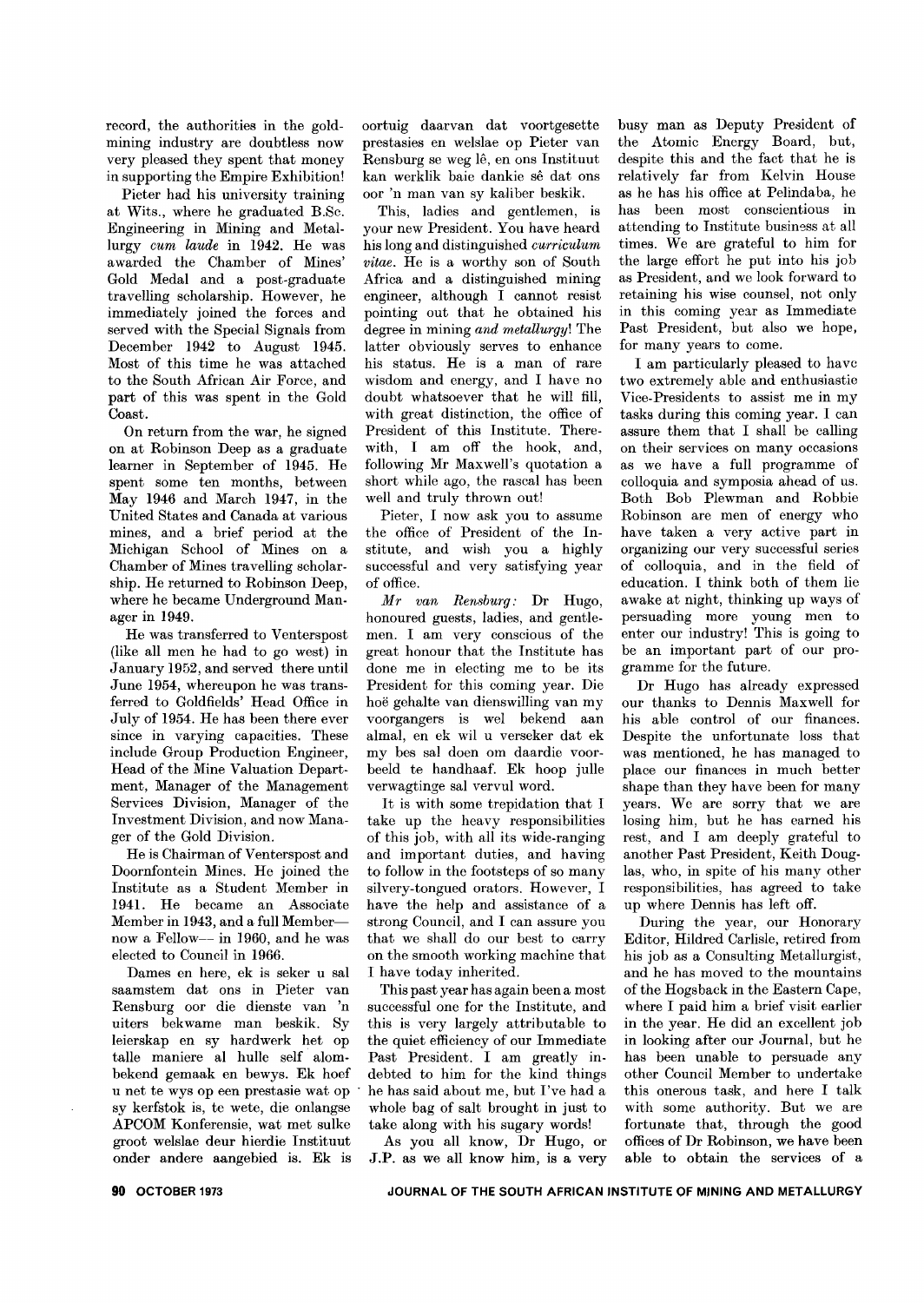record, the authorities in the gold-mining industry are doubtless now very pleased they spent that money in supporting the Empire Exhibition!

Pieter had his university training at Wits., where he graduated B.Sc. Engineering in Mining and Metallurgy *cum laude* in 1942. He was awarded the Chamber of Mines' Gold Medal and a post-graduate travelling scholarship. However, he immediately joined the forces and served with the Special Signals from December 1942 to August 1945. Most of this time he was attached to the South African Air Force, and part of this was spent in the Gold Coast.

On return from the war, he signed on at Robinson Deep as a graduate learner in September of 1945. He spent some ten months, between May 1946 and March 1947, in the United States and Canada at various mines, and a brief period at the Michigan School of Mines on a Chamber of Mines travelling scholarship. He returned to Robinson Deep, where he became Underground Manager in 1949.

He was transferred to Venterspost (like all men he had to go west) in January 1952, and served there until June 1954, whereupon he was transferred to Goldfields' Head Office in July of 1954. He has been there ever since in varying capacities. These include Group Production Engineer, Head of the Mine Valuation Department, Manager of the Management Services Division, Manager of the Investment Division, and now Manager of the Gold Division.

He is Chairman of Venterspost and Doornfontein Mines. He joined the Institute as a Student Member in 1941. He became an Associate Member in 1943, and a full Member— now a Fellow— in 1960, and he was elected to Council in 1966.

Dames en here, ek is seker u sal saamstem dat ons in Pieter van Rensburg oor die dienste van 'n uiters bekwame man beskik. Sy leierskap en sy hardwerk het op talle maniere al hulle self alombekend gemaak en bewys. Ek hoef u net te wys op een prestasie wat op sy kerfstok is, te wete, die onlangse APCOM Konferensie, wat met sulke groot welslae deur hierdie Instituut onder andere aangebied is. Ek is oortuig daarvan dat voortgesette prestasies en welslae op Pieter van Rensburg se weg lê, en ons Instituut kan werklik baie dankie sê dat ons oor 'n man van sy kaliber beskik.

This, ladies and gentlemen, is your new President. You have heard his long and distinguished *curriculum vitae*. He is a worthy son of South Africa and a distinguished mining engineer, although I cannot resist pointing out that he obtained his degree in mining *and metallurgy*! The latter obviously serves to enhance his status. He is a man of rare wisdom and energy, and I have no doubt whatsoever that he will fill, with great distinction, the office of President of this Institute. Therewith, I am off the hook, and, following Mr Maxwell's quotation a short while ago, the rascal has been well and truly thrown out!

Pieter, I now ask you to assume the office of President of the Institute, and wish you a highly successful and very satisfying year of office.

*Mr van Rensburg:* Dr Hugo, honoured guests, ladies, and gentlemen. I am very conscious of the great honour that the Institute has done me in electing me to be its President for this coming year. Die hoë gehalte van dienswilling van my voorgangers is wel bekend aan almal, en ek wil u verseker dat ek my bes sal doen om daardie voorbeeld te handhaaf. Ek hoop julle verwagtinge sal vervul word.

It is with some trepidation that I take up the heavy responsibilities of this job, with all its wide-ranging and important duties, and having to follow in the footsteps of so many silvery-tongued orators. However, I have the help and assistance of a strong Council, and I can assure you that we shall do our best to carry on the smooth working machine that I have today inherited.

This past year has again been a most successful one for the Institute, and this is very largely attributable to the quiet efficiency of our Immediate Past President. I am greatly indebted to him for the kind things he has said about me, but I've had a whole bag of salt brought in just to take along with his sugary words!

As you all know, Dr Hugo, or J.P. as we all know him, is a very busy man as Deputy President of the Atomic Energy Board, but, despite this and the fact that he is relatively far from Kelvin House as he has his office at Pelindaba, he has been most conscientious in attending to Institute business at all times. We are grateful to him for the large effort he put into his job as President, and we look forward to retaining his wise counsel, not only in this coming year as Immediate Past President, but also we hope, for many years to come.

I am particularly pleased to have two extremely able and enthusiastic Vice-Presidents to assist me in my tasks during this coming year. I can assure them that I shall be calling on their services on many occasions as we have a full programme of colloquia and symposia ahead of us. Both Bob Plewman and Robbie Robinson are men of energy who have taken a very active part in organizing our very successful series of colloquia, and in the field of education. I think both of them lie awake at night, thinking up ways of persuading more young men to enter our industry! This is going to be an important part of our programme for the future.

Dr Hugo has already expressed our thanks to Dennis Maxwell for his able control of our finances. Despite the unfortunate loss that was mentioned, he has managed to place our finances in much better shape than they have been for many years. We are sorry that we are losing him, but he has earned his rest, and I am deeply grateful to another Past President, Keith Douglas, who, in spite of his many other responsibilities, has agreed to take up where Dennis has left off.

During the year, our Honorary Editor, Hildred Carlisle, retired from his job as a Consulting Metallurgist, and he has moved to the mountains of the Hogsback in the Eastern Cape, where I paid him a brief visit earlier in the year. He did an excellent job in looking after our Journal, but he has been unable to persuade any other Council Member to undertake this onerous task, and here I talk with some authority. But we are fortunate that, through the good offices of Dr Robinson, we have been able to obtain the services of a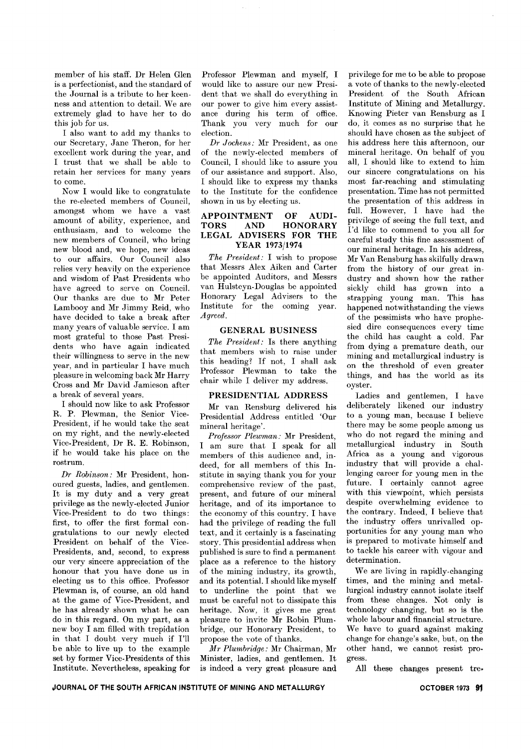member of his staff. Dr Helen Glen is a perfectionist, and the standard of the Journal is a tribute to her keenness and attention to detail. We are extremely glad to have her to do this job for us.

I also want to add my thanks to our Secretary, Jane Theron, for her excellent work during the year, and I trust that we shall be able to retain her services for many years to come.

Now I would like to congratulate the re-elected members of Council, amongst whom we have a vast amount of ability, experience, and enthusiasm, and to welcome the new members of Council, who bring new blood and, we hope, new ideas to our affairs. Our Council also relies very heavily on the experience and wisdom of Past Presidents who have agreed to serve on Council. Our thanks are due to Mr Peter Lambooy and Mr Jimmy Reid, who have decided to take a break after many years of valuable service. I am most grateful to those Past Presidents who have again indicated their willingness to serve in the new year, and in particular I have much pleasure in welcoming back Mr Harry Cross and Mr David Jamieson after a break of several years.

I should now like to ask Professor R. P. Plewman, the Senior Vice-President, if he would take the seat on my right, and the newly-elected Vice-President, Dr R. E. Robinson, if he would take his place on the rostrum.

*Dr Robinson:* Mr President, honoured guests, ladies, and gentlemen. It is my duty and a very great privilege as the newly-elected Junior Vice-President to do two things: first, to offer the first formal congratulations to our newly elected President on behalf of the Vice-Presidents, and, second, to express our very sincere appreciation of the honour that you have done us in electing us to this office. Professor Plewman is, of course, an old hand at the game of Vice-President, and he has already shown what he can do in this regard. On my part, as a new boy I am filled with trepidation in that I doubt very much if I'll be able to live up to the example set by former Vice-Presidents of this Institute. Nevertheless, speaking for Professor Plewman and myself, I would like to assure our new President that we shall do everything in our power to give him every assistance during his term of office. Thank you very much for our election.

*Dr Jochens:* Mr President, as one of the newly-elected members of Council, I should like to assure you of our assistance and support. Also, I should like to express my thanks to the Institute for the confidence shown in us by electing us.

## APPOINTMENT OF AUDITORS AND HONORARY LEGAL ADVISERS FOR THE YEAR 1973/1974

*The President:* I wish to propose that Messrs Alex Aiken and Carter be appointed Auditors, and Messrs van Hulsteyn-Douglas be appointed Honorary Legal Advisers to the Institute for the coming year. *Agreed.*

## GENERAL BUSINESS

*The President:* Is there anything that members wish to raise under this heading? If not, I shall ask Professor Plewman to take the chair while I deliver my address.

## PRESIDENTIAL ADDRESS

Mr van Rensburg delivered his Presidential Address entitled 'Our mineral heritage'.

*Professor Plewman:* Mr President, I am sure that I speak for all members of this audience and, indeed, for all members of this Institute in saying thank you for your comprehensive review of the past, present, and future of our mineral heritage, and of its importance to the economy of this country. I have had the privilege of reading the full text, and it certainly is a fascinating story. This presidential address when published is sure to find a permanent place as a reference to the history of the mining industry, its growth, and its potential. I should like myself to underline the point that we must be careful not to dissipate this heritage. Now, it gives me great pleasure to invite Mr Robin Plumbridge, our Honorary President, to propose the vote of thanks.

*Mr Plumbridge:* Mr Chairman, Mr Minister, ladies, and gentlemen. It is indeed a very great pleasure and privilege for me to be able to propose a vote of thanks to the newly-elected President of the South African Institute of Mining and Metallurgy. Knowing Pieter van Rensburg as I do, it comes as no surprise that he should have chosen as the subject of his address here this afternoon, our mineral heritage. On behalf of you all, I should like to extend to him our sincere congratulations on his most far-reaching and stimulating presentation. Time has not permitted the presentation of this address in full. However, I have had the privilege of seeing the full text, and I'd like to commend to you all for careful study this fine assessment of our mineral heritage. In his address, Mr Van Rensburg has skilfully drawn from the history of our great industry and shown how the rather sickly child has grown into a strapping young man. This has happened notwithstanding the views of the pessimists who have prophesied dire consequences every time the child has caught a cold. Far from dying a premature death, our mining and metallurgical industry is on the threshold of even greater things, and has the world as its oyster.

Ladies and gentlemen, I have deliberately likened our industry to a young man, because I believe there may be some people among us who do not regard the mining and metallurgical industry in South Africa as a young and vigorous industry that will provide a challenging career for young men in the future. I certainly cannot agree with this viewpoint, which persists despite overwhelming evidence to the contrary. Indeed, I believe that the industry offers unrivalled opportunities for any young man who is prepared to motivate himself and to tackle his career with vigour and determination.

We are living in rapidly-changing times, and the mining and metallurgical industry cannot isolate itself from these changes. Not only is technology changing, but so is the whole labour and financial structure. We have to guard against making change for change's sake, but, on the other hand, we cannot resist progress.

All these changes present tre-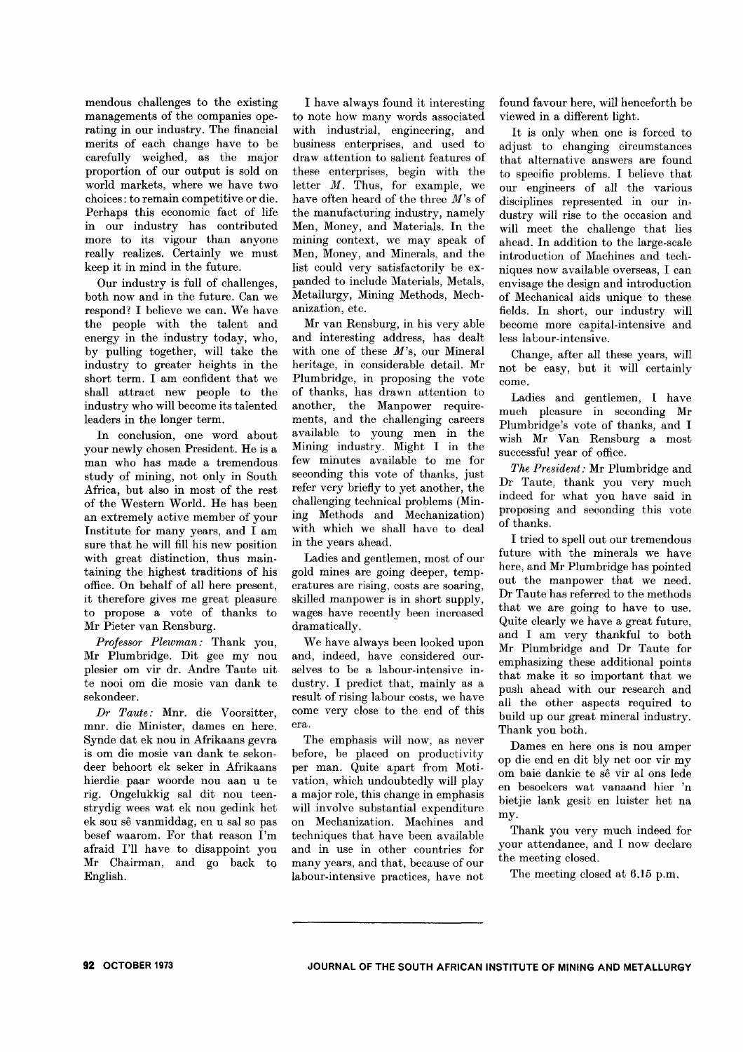mendous challenges to the existing managements of the companies operating in our industry. The financial merits of each change have to be carefully weighed, as the major proportion of our output is sold on world markets, where we have two choices: to remain competitive or die. Perhaps this economic fact of life in our industry has contributed more to its vigour than anyone really realizes. Certainly we must keep it in mind in the future.

Our industry is full of challenges, both now and in the future. Can we respond? I believe we can. We have the people with the talent and energy in the industry today, who, by pulling together, will take the industry to greater heights in the short term. I am confident that we shall attract new people to the industry who will become its talented leaders in the longer term.

In conclusion, one word about your newly chosen President. He is a man who has made a tremendous study of mining, not only in South Africa, but also in most of the rest of the Western World. He has been an extremely active member of your Institute for many years, and I am sure that he will fill his new position with great distinction, thus maintaining the highest traditions of his office. On behalf of all here present, it therefore gives me great pleasure to propose a vote of thanks to Mr Pieter van Rensburg.

*Professor Plewman:* Thank you, Mr Plumbridge. Dit gee my nou plesier om vir dr. Andre Taute uit te nooi om die mosie van dank te sekondeer.

*Dr Taute:* Mnr. die Voorsitter, mnr. die Minister, dames en here. Synde dat ek nou in Afrikaans gevra is om die mosie van dank te sekondeer behoort ek seker in Afrikaans hierdie paar woorde nou aan u te rig. Ongelukkig sal dit nou teenstrydig wees wat ek nou gedink het ek sou sê vanmiddag, en u sal so pas besef waarom. For that reason I'm afraid I'll have to disappoint you Mr Chairman, and go back to English.

I have always found it interesting to note how many words associated with industrial, engineering, and business enterprises, and used to draw attention to salient features of these enterprises, begin with the letter *M*. Thus, for example, we have often heard of the three *M*'s of the manufacturing industry, namely Men, Money, and Materials. In the mining context, we may speak of Men, Money, and Minerals, and the list could very satisfactorily be expanded to include Materials, Metals, Metallurgy, Mining Methods, Mechanization, etc.

Mr van Rensburg, in his very able and interesting address, has dealt with one of these *M*'s, our Mineral heritage, in considerable detail. Mr Plumbridge, in proposing the vote of thanks, has drawn attention to another, the Manpower requirements, and the challenging careers available to young men in the Mining industry. Might I in the few minutes available to me for seconding this vote of thanks, just refer very briefly to yet another, the challenging technical problems (Mining Methods and Mechanization) with which we shall have to deal in the years ahead.

Ladies and gentlemen, most of our gold mines are going deeper, temperatures are rising, costs are soaring, skilled manpower is in short supply, wages have recently been increased dramatically.

We have always been looked upon and, indeed, have considered ourselves to be a labour-intensive industry. I predict that, mainly as a result of rising labour costs, we have come very close to the end of this era.

The emphasis will now, as never before, be placed on productivity per man. Quite apart from Motivation, which undoubtedly will play a major role, this change in emphasis will involve substantial expenditure on Mechanization. Machines and techniques that have been available and in use in other countries for many years, and that, because of our labour-intensive practices, have not found favour here, will henceforth be viewed in a different light.

It is only when one is forced to adjust to changing circumstances that alternative answers are found to specific problems. I believe that our engineers of all the various disciplines represented in our industry will rise to the occasion and will meet the challenge that lies ahead. In addition to the large-scale introduction of Machines and techniques now available overseas, I can envisage the design and introduction of Mechanical aids unique to these fields. In short, our industry will become more capital-intensive and less labour-intensive.

Change, after all these years, will not be easy, but it will certainly come.

Ladies and gentlemen, I have much pleasure in seconding Mr Plumbridge's vote of thanks, and I wish Mr Van Rensburg a most successful year of office.

*The President:* Mr Plumbridge and Dr Taute, thank you very much indeed for what you have said in proposing and seconding this vote of thanks.

I tried to spell out our tremendous future with the minerals we have here, and Mr Plumbridge has pointed out the manpower that we need. Dr Taute has referred to the methods that we are going to have to use. Quite clearly we have a great future, and I am very thankful to both Mr Plumbridge and Dr Taute for emphasizing these additional points that make it so important that we push ahead with our research and all the other aspects required to build up our great mineral industry. Thank you both.

Dames en here ons is nou amper op die end en dit bly net oor vir my om baie dankie te sê vir al ons lede en besoekers wat vanaand hier 'n bietjie lank gesit en luister het na my.

Thank you very much indeed for your attendance, and I now declare the meeting closed.

The meeting closed at 6.15 p.m.